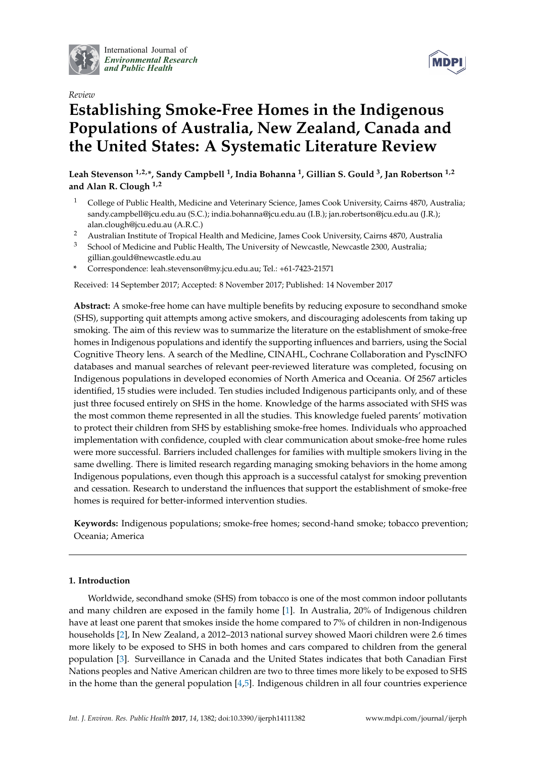International Journal of *Environmental Research and Public Health*

*Review*

# Establishing Smoke-Free Homes in the Indigenous Populations of Australia, New Zealand, Canada and the United States: A Systematic Literature Review

**Leah Stevenson [1,2,*], Sandy Campbell [1], India Bohanna [1], Gillian S. Gould [3], Jan Robertson [1,2] and Alan R. Clough [1,2]**

[1] College of Public Health, Medicine and Veterinary Science, James Cook University, Cairns 4870, Australia; sandy.campbell@jcu.edu.au (S.C.); india.bohanna@jcu.edu.au (I.B.); jan.robertson@jcu.edu.au (J.R.); alan.clough@jcu.edu.au (A.R.C.)

[2] Australian Institute of Tropical Health and Medicine, James Cook University, Cairns 4870, Australia

[3] School of Medicine and Public Health, The University of Newcastle, Newcastle 2300, Australia; gillian.gould@newcastle.edu.au

* Correspondence: leah.stevenson@my.jcu.edu.au; Tel.: +61-7423-21571

Received: 14 September 2017; Accepted: 8 November 2017; Published: 14 November 2017

**Abstract:** A smoke-free home can have multiple benefits by reducing exposure to secondhand smoke (SHS), supporting quit attempts among active smokers, and discouraging adolescents from taking up smoking. The aim of this review was to summarize the literature on the establishment of smoke-free homes in Indigenous populations and identify the supporting influences and barriers, using the Social Cognitive Theory lens. A search of the Medline, CINAHL, Cochrane Collaboration and PyscINFO databases and manual searches of relevant peer-reviewed literature was completed, focusing on Indigenous populations in developed economies of North America and Oceania. Of 2567 articles identified, 15 studies were included. Ten studies included Indigenous participants only, and of these just three focused entirely on SHS in the home. Knowledge of the harms associated with SHS was the most common theme represented in all the studies. This knowledge fueled parents' motivation to protect their children from SHS by establishing smoke-free homes. Individuals who approached implementation with confidence, coupled with clear communication about smoke-free home rules were more successful. Barriers included challenges for families with multiple smokers living in the same dwelling. There is limited research regarding managing smoking behaviors in the home among Indigenous populations, even though this approach is a successful catalyst for smoking prevention and cessation. Research to understand the influences that support the establishment of smoke-free homes is required for better-informed intervention studies.

**Keywords:** Indigenous populations; smoke-free homes; second-hand smoke; tobacco prevention; Oceania; America

## 1. Introduction

Worldwide, secondhand smoke (SHS) from tobacco is one of the most common indoor pollutants and many children are exposed in the family home [1]. In Australia, 20% of Indigenous children have at least one parent that smokes inside the home compared to 7% of children in non-Indigenous households [2], In New Zealand, a 2012–2013 national survey showed Maori children were 2.6 times more likely to be exposed to SHS in both homes and cars compared to children from the general population [3]. Surveillance in Canada and the United States indicates that both Canadian First Nations peoples and Native American children are two to three times more likely to be exposed to SHS in the home than the general population [4,5]. Indigenous children in all four countries experience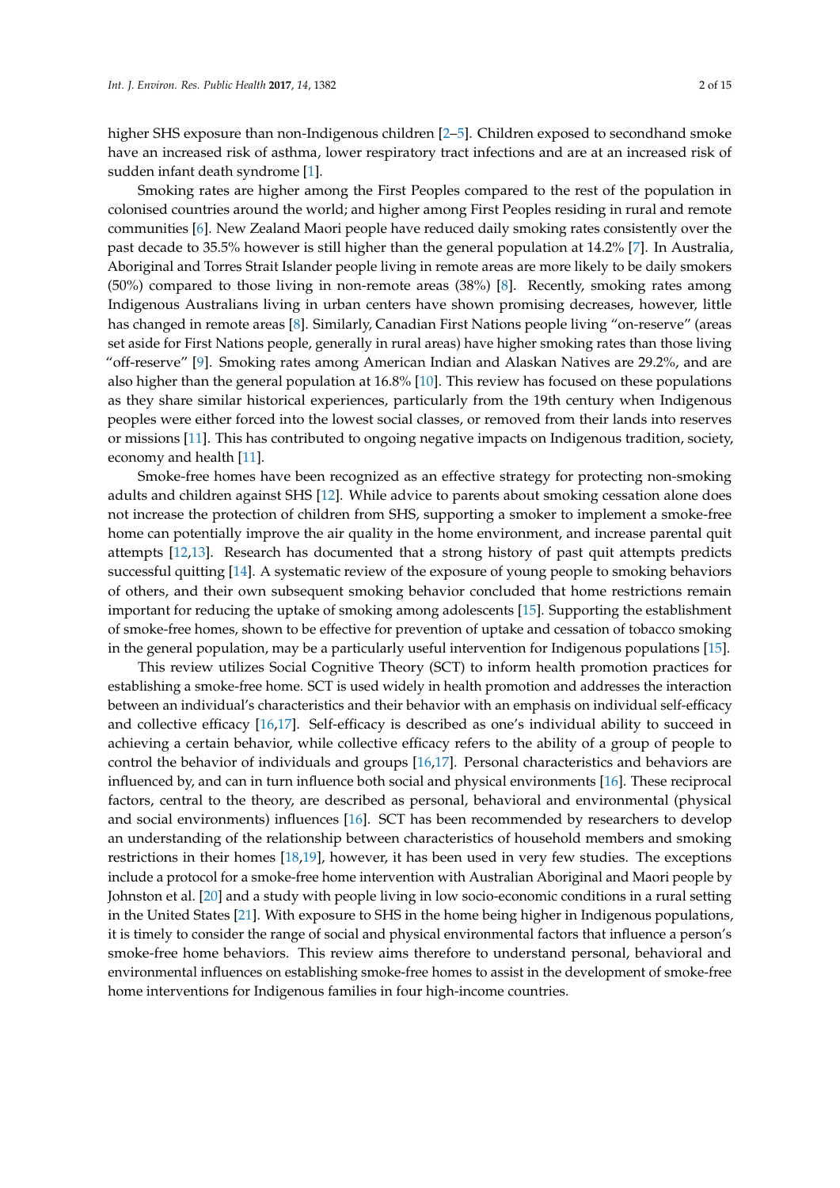higher SHS exposure than non-Indigenous children [2–5]. Children exposed to secondhand smoke have an increased risk of asthma, lower respiratory tract infections and are at an increased risk of sudden infant death syndrome [1].

Smoking rates are higher among the First Peoples compared to the rest of the population in colonised countries around the world; and higher among First Peoples residing in rural and remote communities [6]. New Zealand Maori people have reduced daily smoking rates consistently over the past decade to 35.5% however is still higher than the general population at 14.2% [7]. In Australia, Aboriginal and Torres Strait Islander people living in remote areas are more likely to be daily smokers (50%) compared to those living in non-remote areas (38%) [8]. Recently, smoking rates among Indigenous Australians living in urban centers have shown promising decreases, however, little has changed in remote areas [8]. Similarly, Canadian First Nations people living "on-reserve" (areas set aside for First Nations people, generally in rural areas) have higher smoking rates than those living "off-reserve" [9]. Smoking rates among American Indian and Alaskan Natives are 29.2%, and are also higher than the general population at 16.8% [10]. This review has focused on these populations as they share similar historical experiences, particularly from the 19th century when Indigenous peoples were either forced into the lowest social classes, or removed from their lands into reserves or missions [11]. This has contributed to ongoing negative impacts on Indigenous tradition, society, economy and health [11].

Smoke-free homes have been recognized as an effective strategy for protecting non-smoking adults and children against SHS [12]. While advice to parents about smoking cessation alone does not increase the protection of children from SHS, supporting a smoker to implement a smoke-free home can potentially improve the air quality in the home environment, and increase parental quit attempts [12,13]. Research has documented that a strong history of past quit attempts predicts successful quitting [14]. A systematic review of the exposure of young people to smoking behaviors of others, and their own subsequent smoking behavior concluded that home restrictions remain important for reducing the uptake of smoking among adolescents [15]. Supporting the establishment of smoke-free homes, shown to be effective for prevention of uptake and cessation of tobacco smoking in the general population, may be a particularly useful intervention for Indigenous populations [15].

This review utilizes Social Cognitive Theory (SCT) to inform health promotion practices for establishing a smoke-free home. SCT is used widely in health promotion and addresses the interaction between an individual's characteristics and their behavior with an emphasis on individual self-efficacy and collective efficacy [16,17]. Self-efficacy is described as one's individual ability to succeed in achieving a certain behavior, while collective efficacy refers to the ability of a group of people to control the behavior of individuals and groups [16,17]. Personal characteristics and behaviors are influenced by, and can in turn influence both social and physical environments [16]. These reciprocal factors, central to the theory, are described as personal, behavioral and environmental (physical and social environments) influences [16]. SCT has been recommended by researchers to develop an understanding of the relationship between characteristics of household members and smoking restrictions in their homes [18,19], however, it has been used in very few studies. The exceptions include a protocol for a smoke-free home intervention with Australian Aboriginal and Maori people by Johnston et al. [20] and a study with people living in low socio-economic conditions in a rural setting in the United States [21]. With exposure to SHS in the home being higher in Indigenous populations, it is timely to consider the range of social and physical environmental factors that influence a person's smoke-free home behaviors. This review aims therefore to understand personal, behavioral and environmental influences on establishing smoke-free homes to assist in the development of smoke-free home interventions for Indigenous families in four high-income countries.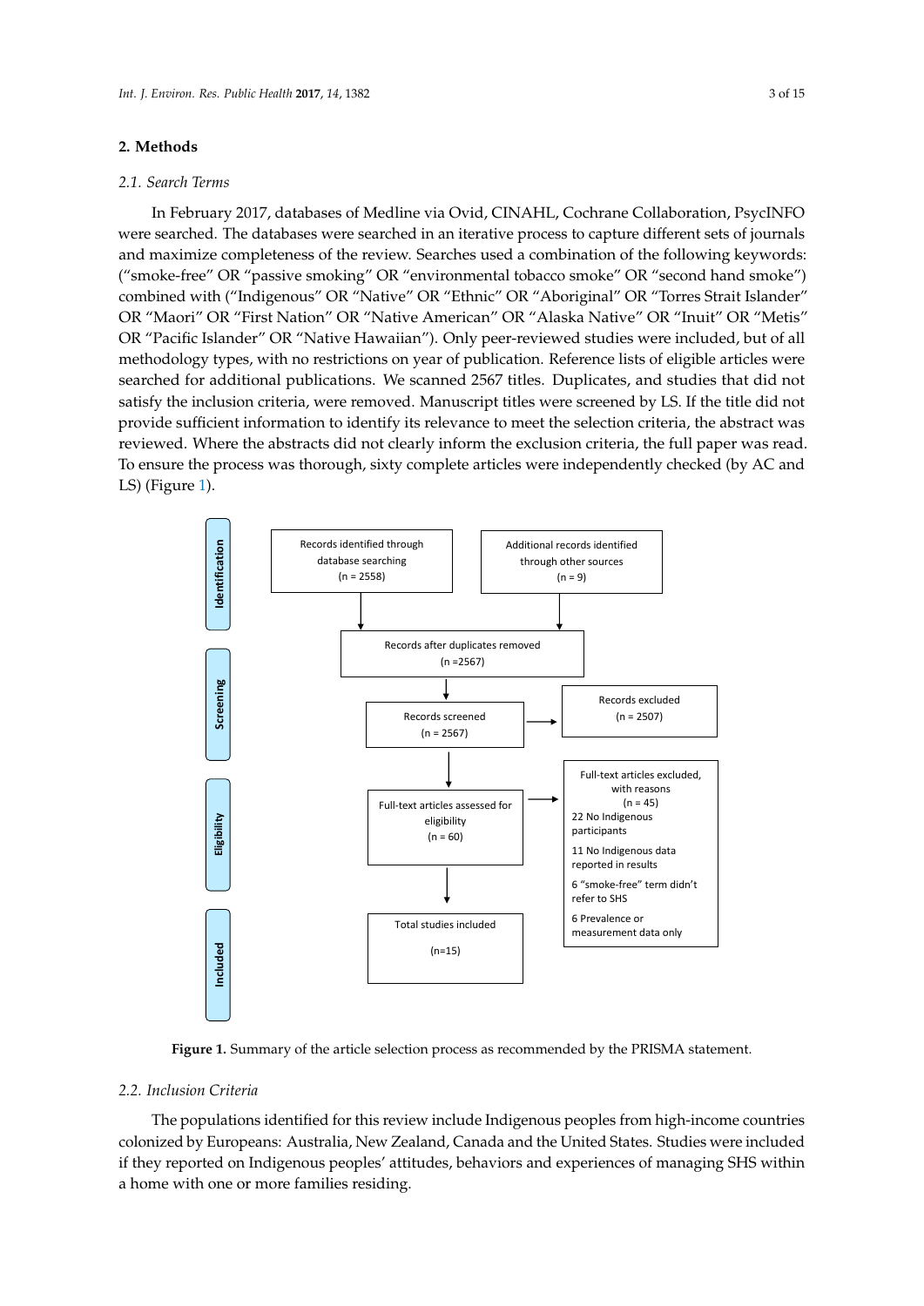## 2. Methods

### 2.1. Search Terms

In February 2017, databases of Medline via Ovid, CINAHL, Cochrane Collaboration, PsycINFO were searched. The databases were searched in an iterative process to capture different sets of journals and maximize completeness of the review. Searches used a combination of the following keywords: ("smoke-free" OR "passive smoking" OR "environmental tobacco smoke" OR "second hand smoke") combined with ("Indigenous" OR "Native" OR "Ethnic" OR "Aboriginal" OR "Torres Strait Islander" OR "Maori" OR "First Nation" OR "Native American" OR "Alaska Native" OR "Inuit" OR "Metis" OR "Pacific Islander" OR "Native Hawaiian"). Only peer-reviewed studies were included, but of all methodology types, with no restrictions on year of publication. Reference lists of eligible articles were searched for additional publications. We scanned 2567 titles. Duplicates, and studies that did not satisfy the inclusion criteria, were removed. Manuscript titles were screened by LS. If the title did not provide sufficient information to identify its relevance to meet the selection criteria, the abstract was reviewed. Where the abstracts did not clearly inform the exclusion criteria, the full paper was read. To ensure the process was thorough, sixty complete articles were independently checked (by AC and LS) (Figure 1).

**Identification**
- Records identified through database searching (n = 2558)
- Additional records identified through other sources (n = 9)

**Screening**
- Records after duplicates removed (n =2567)
- Records screened (n = 2567)
- Records excluded (n = 2507)

**Eligibility**
- Full-text articles assessed for eligibility (n = 60)
- Full-text articles excluded, with reasons (n = 45)
  - 22 No Indigenous participants
  - 11 No Indigenous data reported in results
  - 6 "smoke-free" term didn't refer to SHS
  - 6 Prevalence or measurement data only

**Included**
- Total studies included (n=15)

**Figure 1.** Summary of the article selection process as recommended by the PRISMA statement.

### 2.2. Inclusion Criteria

The populations identified for this review include Indigenous peoples from high-income countries colonized by Europeans: Australia, New Zealand, Canada and the United States. Studies were included if they reported on Indigenous peoples' attitudes, behaviors and experiences of managing SHS within a home with one or more families residing.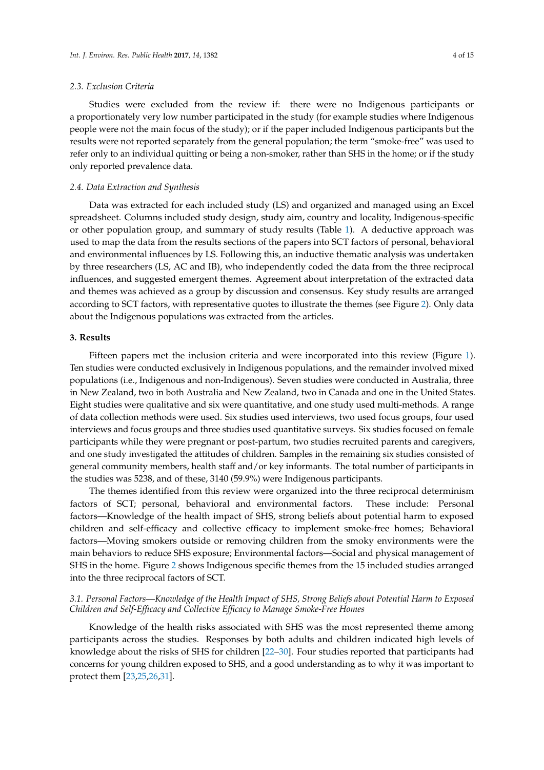### 2.3. Exclusion Criteria

Studies were excluded from the review if: there were no Indigenous participants or a proportionately very low number participated in the study (for example studies where Indigenous people were not the main focus of the study); or if the paper included Indigenous participants but the results were not reported separately from the general population; the term "smoke-free" was used to refer only to an individual quitting or being a non-smoker, rather than SHS in the home; or if the study only reported prevalence data.

### 2.4. Data Extraction and Synthesis

Data was extracted for each included study (LS) and organized and managed using an Excel spreadsheet. Columns included study design, study aim, country and locality, Indigenous-specific or other population group, and summary of study results (Table 1). A deductive approach was used to map the data from the results sections of the papers into SCT factors of personal, behavioral and environmental influences by LS. Following this, an inductive thematic analysis was undertaken by three researchers (LS, AC and IB), who independently coded the data from the three reciprocal influences, and suggested emergent themes. Agreement about interpretation of the extracted data and themes was achieved as a group by discussion and consensus. Key study results are arranged according to SCT factors, with representative quotes to illustrate the themes (see Figure 2). Only data about the Indigenous populations was extracted from the articles.

## 3. Results

Fifteen papers met the inclusion criteria and were incorporated into this review (Figure 1). Ten studies were conducted exclusively in Indigenous populations, and the remainder involved mixed populations (i.e., Indigenous and non-Indigenous). Seven studies were conducted in Australia, three in New Zealand, two in both Australia and New Zealand, two in Canada and one in the United States. Eight studies were qualitative and six were quantitative, and one study used multi-methods. A range of data collection methods were used. Six studies used interviews, two used focus groups, four used interviews and focus groups and three studies used quantitative surveys. Six studies focused on female participants while they were pregnant or post-partum, two studies recruited parents and caregivers, and one study investigated the attitudes of children. Samples in the remaining six studies consisted of general community members, health staff and/or key informants. The total number of participants in the studies was 5238, and of these, 3140 (59.9%) were Indigenous participants.

The themes identified from this review were organized into the three reciprocal determinism factors of SCT; personal, behavioral and environmental factors. These include: Personal factors—Knowledge of the health impact of SHS, strong beliefs about potential harm to exposed children and self-efficacy and collective efficacy to implement smoke-free homes; Behavioral factors—Moving smokers outside or removing children from the smoky environments were the main behaviors to reduce SHS exposure; Environmental factors—Social and physical management of SHS in the home. Figure 2 shows Indigenous specific themes from the 15 included studies arranged into the three reciprocal factors of SCT.

### 3.1. Personal Factors—Knowledge of the Health Impact of SHS, Strong Beliefs about Potential Harm to Exposed Children and Self-Efficacy and Collective Efficacy to Manage Smoke-Free Homes

Knowledge of the health risks associated with SHS was the most represented theme among participants across the studies. Responses by both adults and children indicated high levels of knowledge about the risks of SHS for children [22–30]. Four studies reported that participants had concerns for young children exposed to SHS, and a good understanding as to why it was important to protect them [23,25,26,31].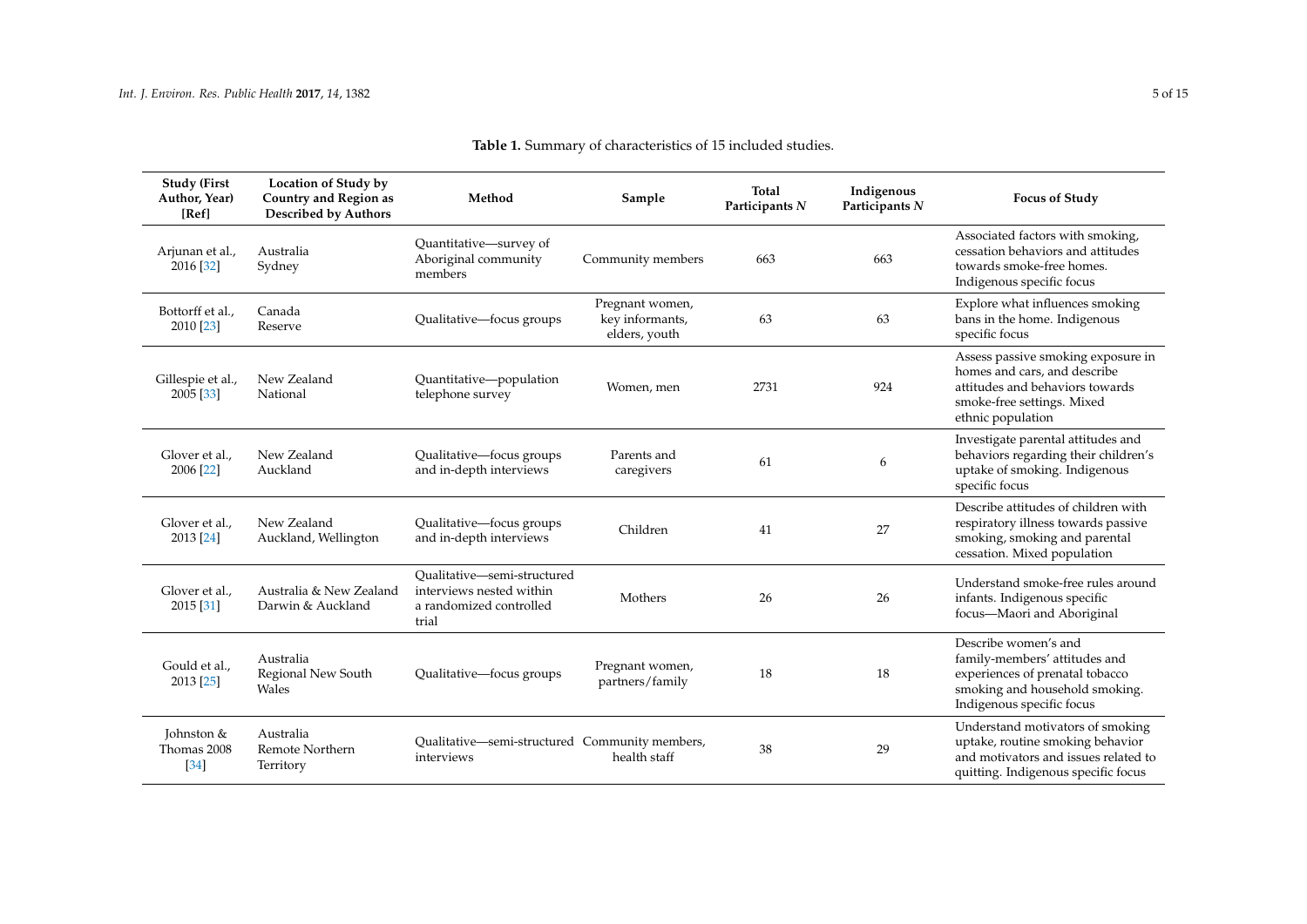**Table 1.** Summary of characteristics of 15 included studies.

| Study (First Author, Year) [Ref] | Location of Study by Country and Region as Described by Authors | Method | Sample | Total Participants *N* | Indigenous Participants *N* | Focus of Study |
|---|---|---|---|---|---|---|
| Arjunan et al., 2016 [32] | Australia Sydney | Quantitative—survey of Aboriginal community members | Community members | 663 | 663 | Associated factors with smoking, cessation behaviors and attitudes towards smoke-free homes. Indigenous specific focus |
| Bottorff et al., 2010 [23] | Canada Reserve | Qualitative—focus groups | Pregnant women, key informants, elders, youth | 63 | 63 | Explore what influences smoking bans in the home. Indigenous specific focus |
| Gillespie et al., 2005 [33] | New Zealand National | Quantitative—population telephone survey | Women, men | 2731 | 924 | Assess passive smoking exposure in homes and cars, and describe attitudes and behaviors towards smoke-free settings. Mixed ethnic population |
| Glover et al., 2006 [22] | New Zealand Auckland | Qualitative—focus groups and in-depth interviews | Parents and caregivers | 61 | 6 | Investigate parental attitudes and behaviors regarding their children's uptake of smoking. Indigenous specific focus |
| Glover et al., 2013 [24] | New Zealand Auckland, Wellington | Qualitative—focus groups and in-depth interviews | Children | 41 | 27 | Describe attitudes of children with respiratory illness towards passive smoking, smoking and parental cessation. Mixed population |
| Glover et al., 2015 [31] | Australia & New Zealand Darwin & Auckland | Qualitative—semi-structured interviews nested within a randomized controlled trial | Mothers | 26 | 26 | Understand smoke-free rules around infants. Indigenous specific focus—Maori and Aboriginal |
| Gould et al., 2013 [25] | Australia Regional New South Wales | Qualitative—focus groups | Pregnant women, partners/family | 18 | 18 | Describe women's and family-members' attitudes and experiences of prenatal tobacco smoking and household smoking. Indigenous specific focus |
| Johnston & Thomas 2008 [34] | Australia Remote Northern Territory | Qualitative—semi-structured interviews | Community members, health staff | 38 | 29 | Understand motivators of smoking uptake, routine smoking behavior and motivators and issues related to quitting. Indigenous specific focus |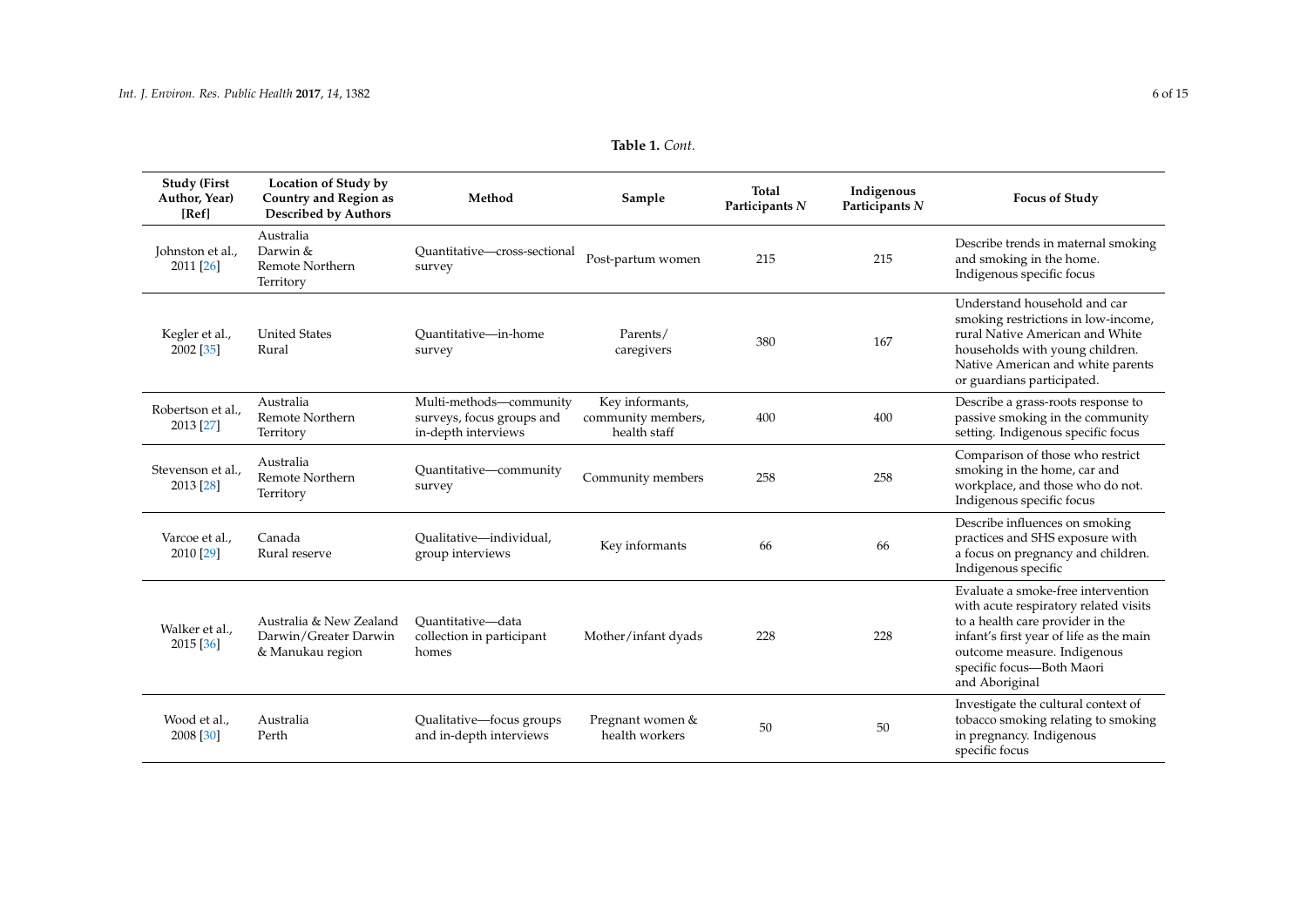**Table 1.** *Cont.*

| Study (First Author, Year) [Ref] | Location of Study by Country and Region as Described by Authors | Method | Sample | Total Participants *N* | Indigenous Participants *N* | Focus of Study |
|---|---|---|---|---|---|---|
| Johnston et al., 2011 [26] | Australia Darwin & Remote Northern Territory | Quantitative—cross-sectional survey | Post-partum women | 215 | 215 | Describe trends in maternal smoking and smoking in the home. Indigenous specific focus |
| Kegler et al., 2002 [35] | United States Rural | Quantitative—in-home survey | Parents/caregivers | 380 | 167 | Understand household and car smoking restrictions in low-income, rural Native American and White households with young children. Native American and white parents or guardians participated. |
| Robertson et al., 2013 [27] | Australia Remote Northern Territory | Multi-methods—community surveys, focus groups and in-depth interviews | Key informants, community members, health staff | 400 | 400 | Describe a grass-roots response to passive smoking in the community setting. Indigenous specific focus |
| Stevenson et al., 2013 [28] | Australia Remote Northern Territory | Quantitative—community survey | Community members | 258 | 258 | Comparison of those who restrict smoking in the home, car and workplace, and those who do not. Indigenous specific focus |
| Varcoe et al., 2010 [29] | Canada Rural reserve | Qualitative—individual, group interviews | Key informants | 66 | 66 | Describe influences on smoking practices and SHS exposure with a focus on pregnancy and children. Indigenous specific |
| Walker et al., 2015 [36] | Australia & New Zealand Darwin/Greater Darwin & Manukau region | Quantitative—data collection in participant homes | Mother/infant dyads | 228 | 228 | Evaluate a smoke-free intervention with acute respiratory related visits to a health care provider in the infant's first year of life as the main outcome measure. Indigenous specific focus—Both Maori and Aboriginal |
| Wood et al., 2008 [30] | Australia Perth | Qualitative—focus groups and in-depth interviews | Pregnant women & health workers | 50 | 50 | Investigate the cultural context of tobacco smoking relating to smoking in pregnancy. Indigenous specific focus |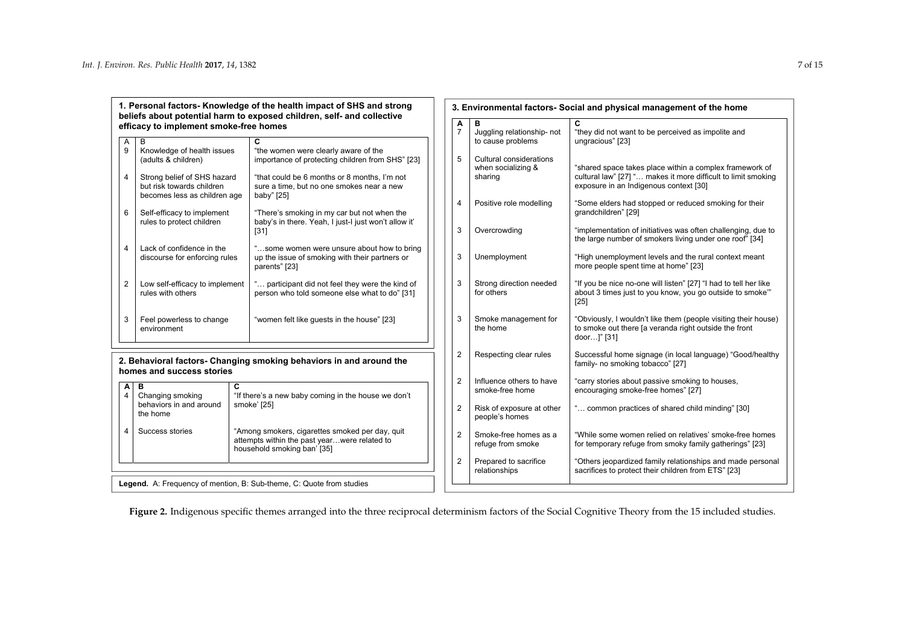**1. Personal factors- Knowledge of the health impact of SHS and strong beliefs about potential harm to exposed children, self- and collective efficacy to implement smoke-free homes**

| A | B | C |
|---|---|---|
| 9 | Knowledge of health issues (adults & children) | "the women were clearly aware of the importance of protecting children from SHS" [23] |
| 4 | Strong belief of SHS hazard but risk towards children becomes less as children age | "that could be 6 months or 8 months, I'm not sure a time, but no one smokes near a new baby" [25] |
| 6 | Self-efficacy to implement rules to protect children | "There's smoking in my car but not when the baby's in there. Yeah, I just-I just won't allow it' [31] |
| 4 | Lack of confidence in the discourse for enforcing rules | "…some women were unsure about how to bring up the issue of smoking with their partners or parents" [23] |
| 2 | Low self-efficacy to implement rules with others | "… participant did not feel they were the kind of person who told someone else what to do" [31] |
| 3 | Feel powerless to change environment | "women felt like guests in the house" [23] |

**2. Behavioral factors- Changing smoking behaviors in and around the homes and success stories**

| A | B | C |
|---|---|---|
| 4 | Changing smoking behaviors in and around the home | "If there's a new baby coming in the house we don't smoke' [25] |
| 4 | Success stories | "Among smokers, cigarettes smoked per day, quit attempts within the past year…were related to household smoking ban' [35] |

**Legend.** A: Frequency of mention, B: Sub-theme, C: Quote from studies

**3. Environmental factors- Social and physical management of the home**

| A | B | C |
|---|---|---|
| 7 | Juggling relationship- not to cause problems | "they did not want to be perceived as impolite and ungracious" [23] |
| 5 | Cultural considerations when socializing & sharing | "shared space takes place within a complex framework of cultural law" [27] "… makes it more difficult to limit smoking exposure in an Indigenous context [30] |
| 4 | Positive role modelling | "Some elders had stopped or reduced smoking for their grandchildren" [29] |
| 3 | Overcrowding | "implementation of initiatives was often challenging, due to the large number of smokers living under one roof" [34] |
| 3 | Unemployment | "High unemployment levels and the rural context meant more people spent time at home" [23] |
| 3 | Strong direction needed for others | "If you be nice no-one will listen" [27] "I had to tell her like about 3 times just to you know, you go outside to smoke'" [25] |
| 3 | Smoke management for the home | "Obviously, I wouldn't like them (people visiting their house) to smoke out there [a veranda right outside the front door…]" [31] |
| 2 | Respecting clear rules | Successful home signage (in local language) "Good/healthy family- no smoking tobacco" [27] |
| 2 | Influence others to have smoke-free home | "carry stories about passive smoking to houses, encouraging smoke-free homes" [27] |
| 2 | Risk of exposure at other people's homes | "… common practices of shared child minding" [30] |
| 2 | Smoke-free homes as a refuge from smoke | "While some women relied on relatives' smoke-free homes for temporary refuge from smoky family gatherings" [23] |
| 2 | Prepared to sacrifice relationships | "Others jeopardized family relationships and made personal sacrifices to protect their children from ETS" [23] |

**Figure 2.** Indigenous specific themes arranged into the three reciprocal determinism factors of the Social Cognitive Theory from the 15 included studies.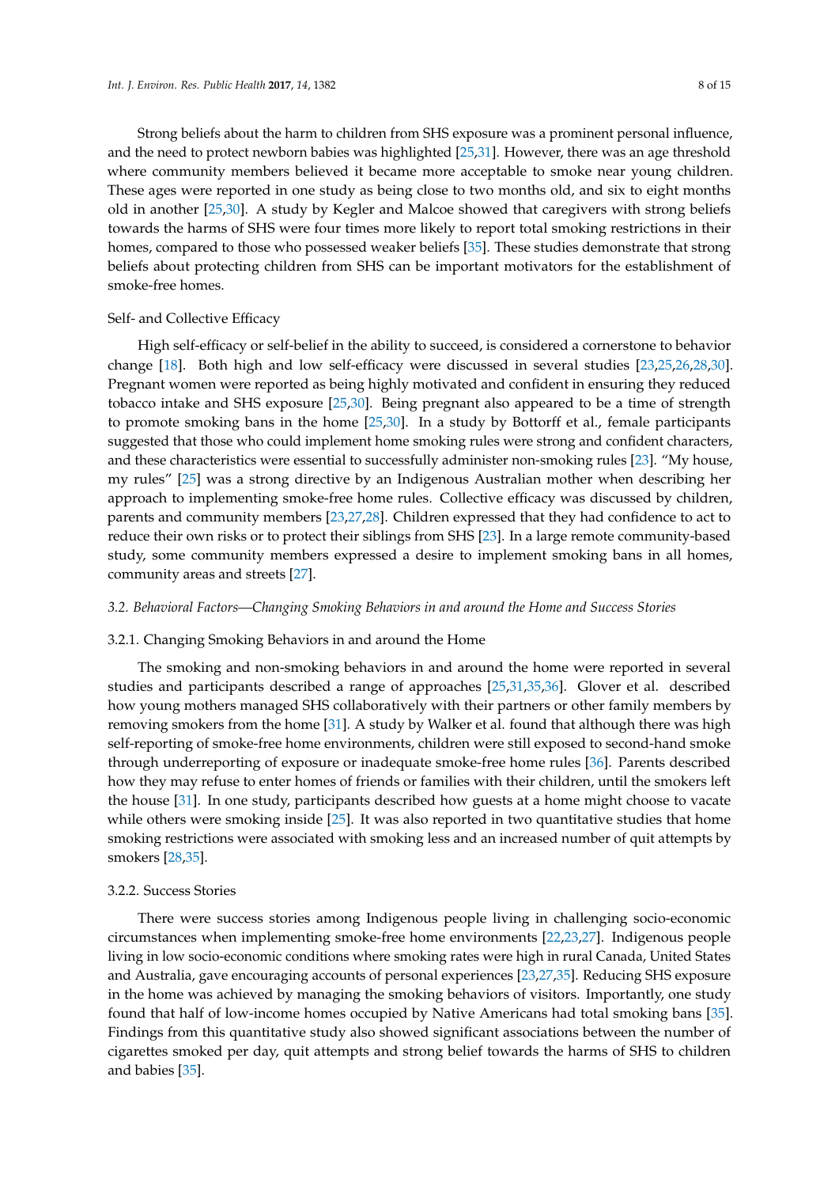Strong beliefs about the harm to children from SHS exposure was a prominent personal influence, and the need to protect newborn babies was highlighted [25,31]. However, there was an age threshold where community members believed it became more acceptable to smoke near young children. These ages were reported in one study as being close to two months old, and six to eight months old in another [25,30]. A study by Kegler and Malcoe showed that caregivers with strong beliefs towards the harms of SHS were four times more likely to report total smoking restrictions in their homes, compared to those who possessed weaker beliefs [35]. These studies demonstrate that strong beliefs about protecting children from SHS can be important motivators for the establishment of smoke-free homes.

Self- and Collective Efficacy

High self-efficacy or self-belief in the ability to succeed, is considered a cornerstone to behavior change [18]. Both high and low self-efficacy were discussed in several studies [23,25,26,28,30]. Pregnant women were reported as being highly motivated and confident in ensuring they reduced tobacco intake and SHS exposure [25,30]. Being pregnant also appeared to be a time of strength to promote smoking bans in the home [25,30]. In a study by Bottorff et al., female participants suggested that those who could implement home smoking rules were strong and confident characters, and these characteristics were essential to successfully administer non-smoking rules [23]. "My house, my rules" [25] was a strong directive by an Indigenous Australian mother when describing her approach to implementing smoke-free home rules. Collective efficacy was discussed by children, parents and community members [23,27,28]. Children expressed that they had confidence to act to reduce their own risks or to protect their siblings from SHS [23]. In a large remote community-based study, some community members expressed a desire to implement smoking bans in all homes, community areas and streets [27].

### *3.2. Behavioral Factors—Changing Smoking Behaviors in and around the Home and Success Stories*

#### 3.2.1. Changing Smoking Behaviors in and around the Home

The smoking and non-smoking behaviors in and around the home were reported in several studies and participants described a range of approaches [25,31,35,36]. Glover et al. described how young mothers managed SHS collaboratively with their partners or other family members by removing smokers from the home [31]. A study by Walker et al. found that although there was high self-reporting of smoke-free home environments, children were still exposed to second-hand smoke through underreporting of exposure or inadequate smoke-free home rules [36]. Parents described how they may refuse to enter homes of friends or families with their children, until the smokers left the house [31]. In one study, participants described how guests at a home might choose to vacate while others were smoking inside [25]. It was also reported in two quantitative studies that home smoking restrictions were associated with smoking less and an increased number of quit attempts by smokers [28,35].

#### 3.2.2. Success Stories

There were success stories among Indigenous people living in challenging socio-economic circumstances when implementing smoke-free home environments [22,23,27]. Indigenous people living in low socio-economic conditions where smoking rates were high in rural Canada, United States and Australia, gave encouraging accounts of personal experiences [23,27,35]. Reducing SHS exposure in the home was achieved by managing the smoking behaviors of visitors. Importantly, one study found that half of low-income homes occupied by Native Americans had total smoking bans [35]. Findings from this quantitative study also showed significant associations between the number of cigarettes smoked per day, quit attempts and strong belief towards the harms of SHS to children and babies [35].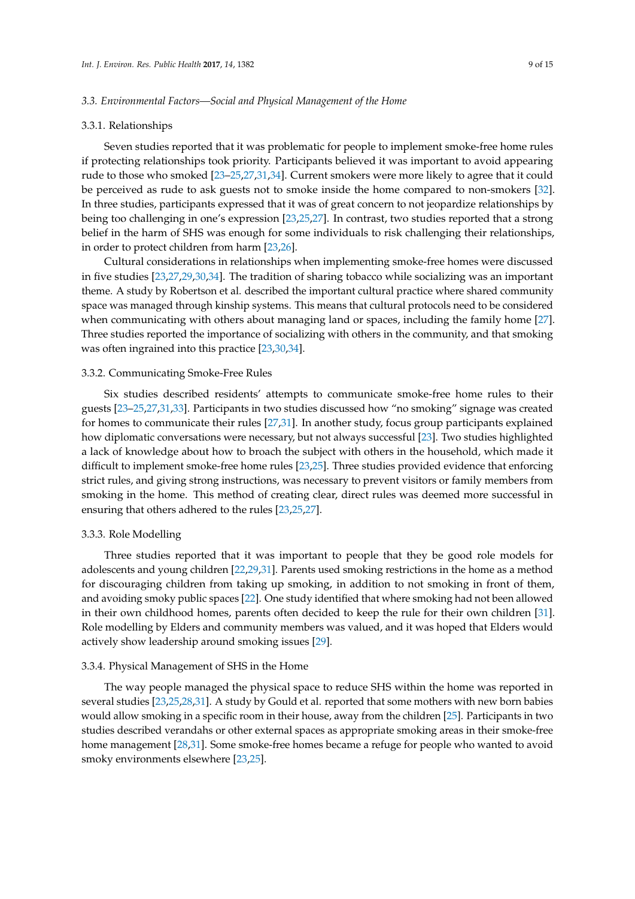### 3.3. Environmental Factors—Social and Physical Management of the Home

#### 3.3.1. Relationships

Seven studies reported that it was problematic for people to implement smoke-free home rules if protecting relationships took priority. Participants believed it was important to avoid appearing rude to those who smoked [23–25,27,31,34]. Current smokers were more likely to agree that it could be perceived as rude to ask guests not to smoke inside the home compared to non-smokers [32]. In three studies, participants expressed that it was of great concern to not jeopardize relationships by being too challenging in one's expression [23,25,27]. In contrast, two studies reported that a strong belief in the harm of SHS was enough for some individuals to risk challenging their relationships, in order to protect children from harm [23,26].

Cultural considerations in relationships when implementing smoke-free homes were discussed in five studies [23,27,29,30,34]. The tradition of sharing tobacco while socializing was an important theme. A study by Robertson et al. described the important cultural practice where shared community space was managed through kinship systems. This means that cultural protocols need to be considered when communicating with others about managing land or spaces, including the family home [27]. Three studies reported the importance of socializing with others in the community, and that smoking was often ingrained into this practice [23,30,34].

#### 3.3.2. Communicating Smoke-Free Rules

Six studies described residents' attempts to communicate smoke-free home rules to their guests [23–25,27,31,33]. Participants in two studies discussed how "no smoking" signage was created for homes to communicate their rules [27,31]. In another study, focus group participants explained how diplomatic conversations were necessary, but not always successful [23]. Two studies highlighted a lack of knowledge about how to broach the subject with others in the household, which made it difficult to implement smoke-free home rules [23,25]. Three studies provided evidence that enforcing strict rules, and giving strong instructions, was necessary to prevent visitors or family members from smoking in the home. This method of creating clear, direct rules was deemed more successful in ensuring that others adhered to the rules [23,25,27].

#### 3.3.3. Role Modelling

Three studies reported that it was important to people that they be good role models for adolescents and young children [22,29,31]. Parents used smoking restrictions in the home as a method for discouraging children from taking up smoking, in addition to not smoking in front of them, and avoiding smoky public spaces [22]. One study identified that where smoking had not been allowed in their own childhood homes, parents often decided to keep the rule for their own children [31]. Role modelling by Elders and community members was valued, and it was hoped that Elders would actively show leadership around smoking issues [29].

#### 3.3.4. Physical Management of SHS in the Home

The way people managed the physical space to reduce SHS within the home was reported in several studies [23,25,28,31]. A study by Gould et al. reported that some mothers with new born babies would allow smoking in a specific room in their house, away from the children [25]. Participants in two studies described verandahs or other external spaces as appropriate smoking areas in their smoke-free home management [28,31]. Some smoke-free homes became a refuge for people who wanted to avoid smoky environments elsewhere [23,25].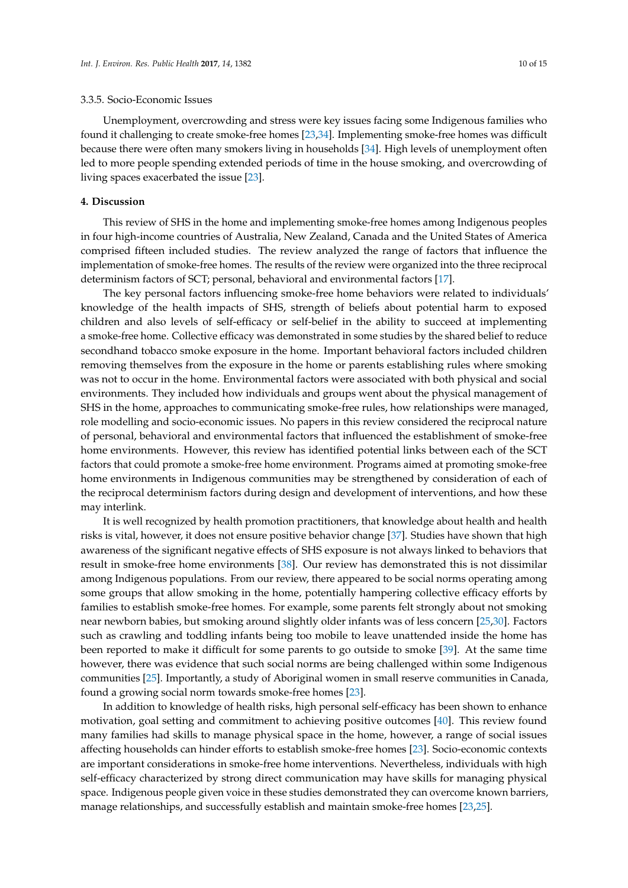#### 3.3.5. Socio-Economic Issues

Unemployment, overcrowding and stress were key issues facing some Indigenous families who found it challenging to create smoke-free homes [23,34]. Implementing smoke-free homes was difficult because there were often many smokers living in households [34]. High levels of unemployment often led to more people spending extended periods of time in the house smoking, and overcrowding of living spaces exacerbated the issue [23].

## 4. Discussion

This review of SHS in the home and implementing smoke-free homes among Indigenous peoples in four high-income countries of Australia, New Zealand, Canada and the United States of America comprised fifteen included studies. The review analyzed the range of factors that influence the implementation of smoke-free homes. The results of the review were organized into the three reciprocal determinism factors of SCT; personal, behavioral and environmental factors [17].

The key personal factors influencing smoke-free home behaviors were related to individuals' knowledge of the health impacts of SHS, strength of beliefs about potential harm to exposed children and also levels of self-efficacy or self-belief in the ability to succeed at implementing a smoke-free home. Collective efficacy was demonstrated in some studies by the shared belief to reduce secondhand tobacco smoke exposure in the home. Important behavioral factors included children removing themselves from the exposure in the home or parents establishing rules where smoking was not to occur in the home. Environmental factors were associated with both physical and social environments. They included how individuals and groups went about the physical management of SHS in the home, approaches to communicating smoke-free rules, how relationships were managed, role modelling and socio-economic issues. No papers in this review considered the reciprocal nature of personal, behavioral and environmental factors that influenced the establishment of smoke-free home environments. However, this review has identified potential links between each of the SCT factors that could promote a smoke-free home environment. Programs aimed at promoting smoke-free home environments in Indigenous communities may be strengthened by consideration of each of the reciprocal determinism factors during design and development of interventions, and how these may interlink.

It is well recognized by health promotion practitioners, that knowledge about health and health risks is vital, however, it does not ensure positive behavior change [37]. Studies have shown that high awareness of the significant negative effects of SHS exposure is not always linked to behaviors that result in smoke-free home environments [38]. Our review has demonstrated this is not dissimilar among Indigenous populations. From our review, there appeared to be social norms operating among some groups that allow smoking in the home, potentially hampering collective efficacy efforts by families to establish smoke-free homes. For example, some parents felt strongly about not smoking near newborn babies, but smoking around slightly older infants was of less concern [25,30]. Factors such as crawling and toddling infants being too mobile to leave unattended inside the home has been reported to make it difficult for some parents to go outside to smoke [39]. At the same time however, there was evidence that such social norms are being challenged within some Indigenous communities [25]. Importantly, a study of Aboriginal women in small reserve communities in Canada, found a growing social norm towards smoke-free homes [23].

In addition to knowledge of health risks, high personal self-efficacy has been shown to enhance motivation, goal setting and commitment to achieving positive outcomes [40]. This review found many families had skills to manage physical space in the home, however, a range of social issues affecting households can hinder efforts to establish smoke-free homes [23]. Socio-economic contexts are important considerations in smoke-free home interventions. Nevertheless, individuals with high self-efficacy characterized by strong direct communication may have skills for managing physical space. Indigenous people given voice in these studies demonstrated they can overcome known barriers, manage relationships, and successfully establish and maintain smoke-free homes [23,25].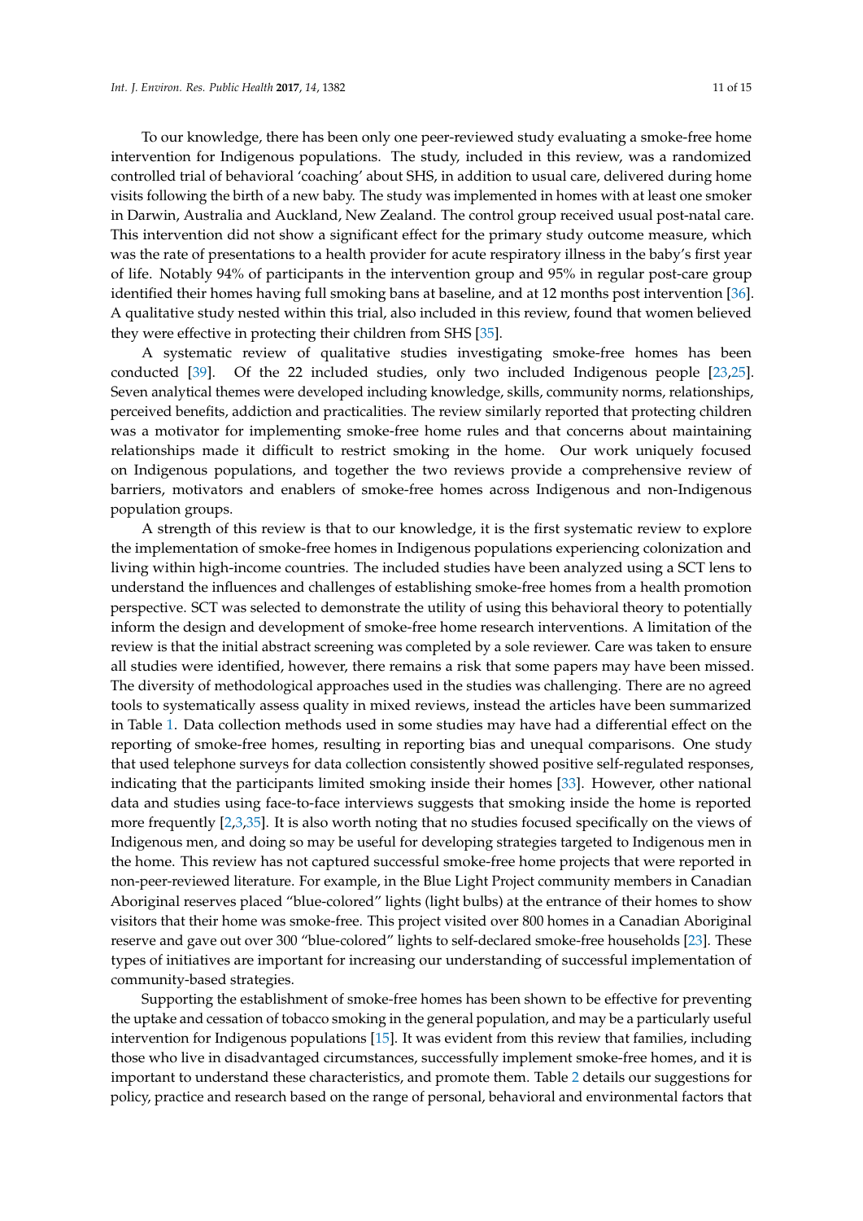To our knowledge, there has been only one peer-reviewed study evaluating a smoke-free home intervention for Indigenous populations. The study, included in this review, was a randomized controlled trial of behavioral 'coaching' about SHS, in addition to usual care, delivered during home visits following the birth of a new baby. The study was implemented in homes with at least one smoker in Darwin, Australia and Auckland, New Zealand. The control group received usual post-natal care. This intervention did not show a significant effect for the primary study outcome measure, which was the rate of presentations to a health provider for acute respiratory illness in the baby's first year of life. Notably 94% of participants in the intervention group and 95% in regular post-care group identified their homes having full smoking bans at baseline, and at 12 months post intervention [36]. A qualitative study nested within this trial, also included in this review, found that women believed they were effective in protecting their children from SHS [35].

A systematic review of qualitative studies investigating smoke-free homes has been conducted [39]. Of the 22 included studies, only two included Indigenous people [23,25]. Seven analytical themes were developed including knowledge, skills, community norms, relationships, perceived benefits, addiction and practicalities. The review similarly reported that protecting children was a motivator for implementing smoke-free home rules and that concerns about maintaining relationships made it difficult to restrict smoking in the home. Our work uniquely focused on Indigenous populations, and together the two reviews provide a comprehensive review of barriers, motivators and enablers of smoke-free homes across Indigenous and non-Indigenous population groups.

A strength of this review is that to our knowledge, it is the first systematic review to explore the implementation of smoke-free homes in Indigenous populations experiencing colonization and living within high-income countries. The included studies have been analyzed using a SCT lens to understand the influences and challenges of establishing smoke-free homes from a health promotion perspective. SCT was selected to demonstrate the utility of using this behavioral theory to potentially inform the design and development of smoke-free home research interventions. A limitation of the review is that the initial abstract screening was completed by a sole reviewer. Care was taken to ensure all studies were identified, however, there remains a risk that some papers may have been missed. The diversity of methodological approaches used in the studies was challenging. There are no agreed tools to systematically assess quality in mixed reviews, instead the articles have been summarized in Table 1. Data collection methods used in some studies may have had a differential effect on the reporting of smoke-free homes, resulting in reporting bias and unequal comparisons. One study that used telephone surveys for data collection consistently showed positive self-regulated responses, indicating that the participants limited smoking inside their homes [33]. However, other national data and studies using face-to-face interviews suggests that smoking inside the home is reported more frequently [2,3,35]. It is also worth noting that no studies focused specifically on the views of Indigenous men, and doing so may be useful for developing strategies targeted to Indigenous men in the home. This review has not captured successful smoke-free home projects that were reported in non-peer-reviewed literature. For example, in the Blue Light Project community members in Canadian Aboriginal reserves placed "blue-colored" lights (light bulbs) at the entrance of their homes to show visitors that their home was smoke-free. This project visited over 800 homes in a Canadian Aboriginal reserve and gave out over 300 "blue-colored" lights to self-declared smoke-free households [23]. These types of initiatives are important for increasing our understanding of successful implementation of community-based strategies.

Supporting the establishment of smoke-free homes has been shown to be effective for preventing the uptake and cessation of tobacco smoking in the general population, and may be a particularly useful intervention for Indigenous populations [15]. It was evident from this review that families, including those who live in disadvantaged circumstances, successfully implement smoke-free homes, and it is important to understand these characteristics, and promote them. Table 2 details our suggestions for policy, practice and research based on the range of personal, behavioral and environmental factors that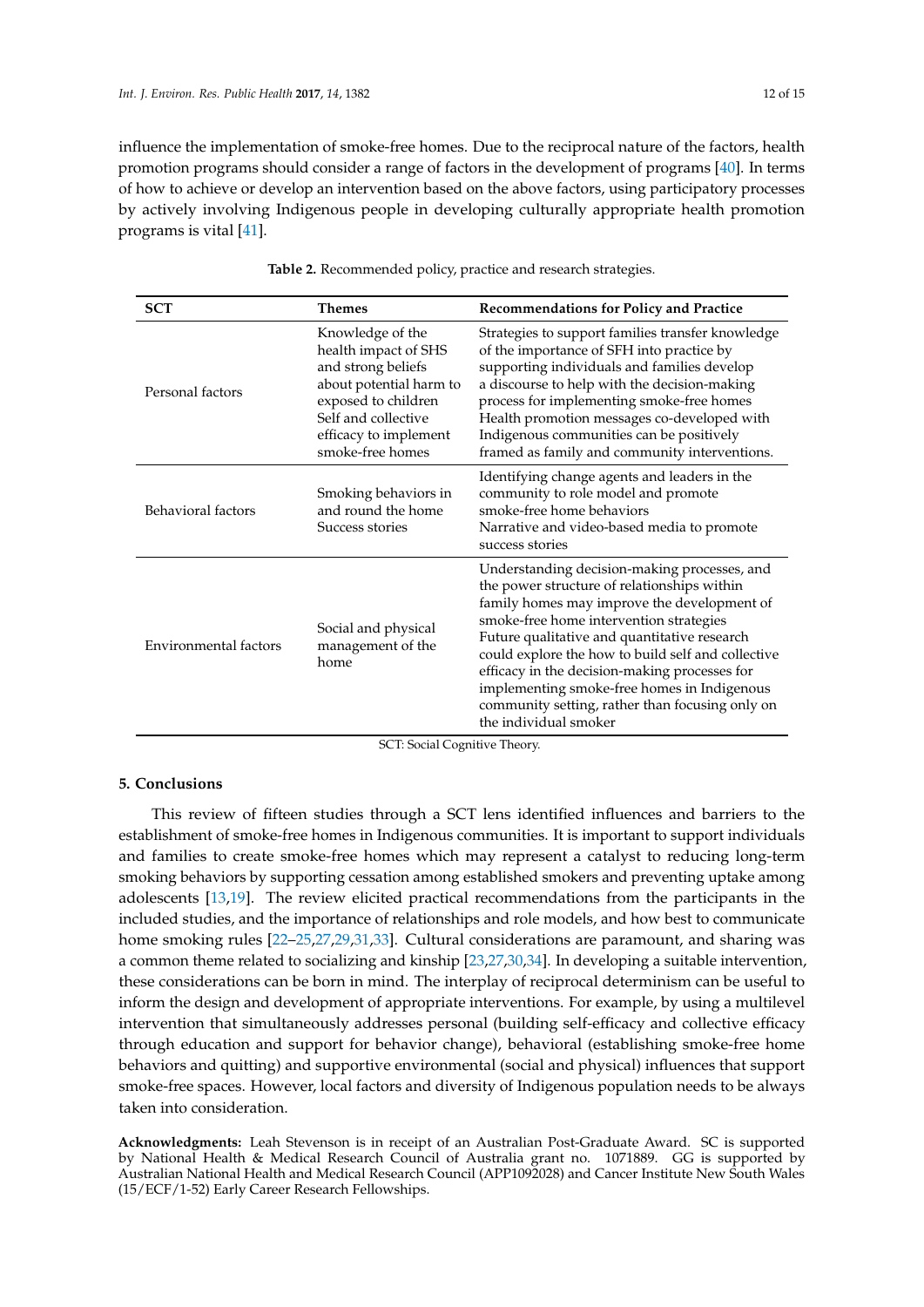influence the implementation of smoke-free homes. Due to the reciprocal nature of the factors, health promotion programs should consider a range of factors in the development of programs [40]. In terms of how to achieve or develop an intervention based on the above factors, using participatory processes by actively involving Indigenous people in developing culturally appropriate health promotion programs is vital [41].

**Table 2.** Recommended policy, practice and research strategies.

| SCT | Themes | Recommendations for Policy and Practice |
|---|---|---|
| Personal factors | Knowledge of the health impact of SHS and strong beliefs about potential harm to exposed to children<br>Self and collective efficacy to implement smoke-free homes | Strategies to support families transfer knowledge of the importance of SFH into practice by supporting individuals and families develop a discourse to help with the decision-making process for implementing smoke-free homes<br>Health promotion messages co-developed with Indigenous communities can be positively framed as family and community interventions. |
| Behavioral factors | Smoking behaviors in and round the home<br>Success stories | Identifying change agents and leaders in the community to role model and promote smoke-free home behaviors<br>Narrative and video-based media to promote success stories |
| Environmental factors | Social and physical management of the home | Understanding decision-making processes, and the power structure of relationships within family homes may improve the development of smoke-free home intervention strategies<br>Future qualitative and quantitative research could explore the how to build self and collective efficacy in the decision-making processes for implementing smoke-free homes in Indigenous community setting, rather than focusing only on the individual smoker |

SCT: Social Cognitive Theory.

## 5. Conclusions

This review of fifteen studies through a SCT lens identified influences and barriers to the establishment of smoke-free homes in Indigenous communities. It is important to support individuals and families to create smoke-free homes which may represent a catalyst to reducing long-term smoking behaviors by supporting cessation among established smokers and preventing uptake among adolescents [13,19]. The review elicited practical recommendations from the participants in the included studies, and the importance of relationships and role models, and how best to communicate home smoking rules [22–25,27,29,31,33]. Cultural considerations are paramount, and sharing was a common theme related to socializing and kinship [23,27,30,34]. In developing a suitable intervention, these considerations can be born in mind. The interplay of reciprocal determinism can be useful to inform the design and development of appropriate interventions. For example, by using a multilevel intervention that simultaneously addresses personal (building self-efficacy and collective efficacy through education and support for behavior change), behavioral (establishing smoke-free home behaviors and quitting) and supportive environmental (social and physical) influences that support smoke-free spaces. However, local factors and diversity of Indigenous population needs to be always taken into consideration.

**Acknowledgments:** Leah Stevenson is in receipt of an Australian Post-Graduate Award. SC is supported by National Health & Medical Research Council of Australia grant no. 1071889. GG is supported by Australian National Health and Medical Research Council (APP1092028) and Cancer Institute New South Wales (15/ECF/1-52) Early Career Research Fellowships.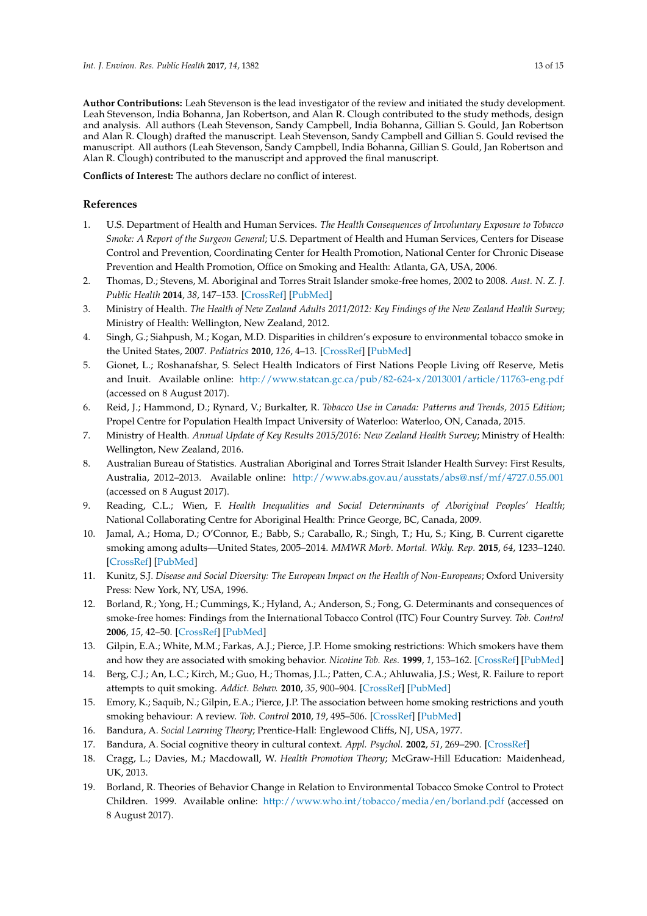**Author Contributions:** Leah Stevenson is the lead investigator of the review and initiated the study development. Leah Stevenson, India Bohanna, Jan Robertson, and Alan R. Clough contributed to the study methods, design and analysis. All authors (Leah Stevenson, Sandy Campbell, India Bohanna, Gillian S. Gould, Jan Robertson and Alan R. Clough) drafted the manuscript. Leah Stevenson, Sandy Campbell and Gillian S. Gould revised the manuscript. All authors (Leah Stevenson, Sandy Campbell, India Bohanna, Gillian S. Gould, Jan Robertson and Alan R. Clough) contributed to the manuscript and approved the final manuscript.

**Conflicts of Interest:** The authors declare no conflict of interest.

## References

1. U.S. Department of Health and Human Services. *The Health Consequences of Involuntary Exposure to Tobacco Smoke: A Report of the Surgeon General*; U.S. Department of Health and Human Services, Centers for Disease Control and Prevention, Coordinating Center for Health Promotion, National Center for Chronic Disease Prevention and Health Promotion, Office on Smoking and Health: Atlanta, GA, USA, 2006.
2. Thomas, D.; Stevens, M. Aboriginal and Torres Strait Islander smoke-free homes, 2002 to 2008. *Aust. N. Z. J. Public Health* **2014**, *38*, 147–153. [CrossRef] [PubMed]
3. Ministry of Health. *The Health of New Zealand Adults 2011/2012: Key Findings of the New Zealand Health Survey*; Ministry of Health: Wellington, New Zealand, 2012.
4. Singh, G.; Siahpush, M.; Kogan, M.D. Disparities in children's exposure to environmental tobacco smoke in the United States, 2007. *Pediatrics* **2010**, *126*, 4–13. [CrossRef] [PubMed]
5. Gionet, L.; Roshanafshar, S. Select Health Indicators of First Nations People Living off Reserve, Metis and Inuit. Available online: http://www.statcan.gc.ca/pub/82-624-x/2013001/article/11763-eng.pdf (accessed on 8 August 2017).
6. Reid, J.; Hammond, D.; Rynard, V.; Burkalter, R. *Tobacco Use in Canada: Patterns and Trends, 2015 Edition*; Propel Centre for Population Health Impact University of Waterloo: Waterloo, ON, Canada, 2015.
7. Ministry of Health. *Annual Update of Key Results 2015/2016: New Zealand Health Survey*; Ministry of Health: Wellington, New Zealand, 2016.
8. Australian Bureau of Statistics. Australian Aboriginal and Torres Strait Islander Health Survey: First Results, Australia, 2012–2013. Available online: http://www.abs.gov.au/ausstats/abs@.nsf/mf/4727.0.55.001 (accessed on 8 August 2017).
9. Reading, C.L.; Wien, F. *Health Inequalities and Social Determinants of Aboriginal Peoples' Health*; National Collaborating Centre for Aboriginal Health: Prince George, BC, Canada, 2009.
10. Jamal, A.; Homa, D.; O'Connor, E.; Babb, S.; Caraballo, R.; Singh, T.; Hu, S.; King, B. Current cigarette smoking among adults—United States, 2005–2014. *MMWR Morb. Mortal. Wkly. Rep.* **2015**, *64*, 1233–1240. [CrossRef] [PubMed]
11. Kunitz, S.J. *Disease and Social Diversity: The European Impact on the Health of Non-Europeans*; Oxford University Press: New York, NY, USA, 1996.
12. Borland, R.; Yong, H.; Cummings, K.; Hyland, A.; Anderson, S.; Fong, G. Determinants and consequences of smoke-free homes: Findings from the International Tobacco Control (ITC) Four Country Survey. *Tob. Control* **2006**, *15*, 42–50. [CrossRef] [PubMed]
13. Gilpin, E.A.; White, M.M.; Farkas, A.J.; Pierce, J.P. Home smoking restrictions: Which smokers have them and how they are associated with smoking behavior. *Nicotine Tob. Res.* **1999**, *1*, 153–162. [CrossRef] [PubMed]
14. Berg, C.J.; An, L.C.; Kirch, M.; Guo, H.; Thomas, J.L.; Patten, C.A.; Ahluwalia, J.S.; West, R. Failure to report attempts to quit smoking. *Addict. Behav.* **2010**, *35*, 900–904. [CrossRef] [PubMed]
15. Emory, K.; Saquib, N.; Gilpin, E.A.; Pierce, J.P. The association between home smoking restrictions and youth smoking behaviour: A review. *Tob. Control* **2010**, *19*, 495–506. [CrossRef] [PubMed]
16. Bandura, A. *Social Learning Theory*; Prentice-Hall: Englewood Cliffs, NJ, USA, 1977.
17. Bandura, A. Social cognitive theory in cultural context. *Appl. Psychol.* **2002**, *51*, 269–290. [CrossRef]
18. Cragg, L.; Davies, M.; Macdowall, W. *Health Promotion Theory*; McGraw-Hill Education: Maidenhead, UK, 2013.
19. Borland, R. Theories of Behavior Change in Relation to Environmental Tobacco Smoke Control to Protect Children. 1999. Available online: http://www.who.int/tobacco/media/en/borland.pdf (accessed on 8 August 2017).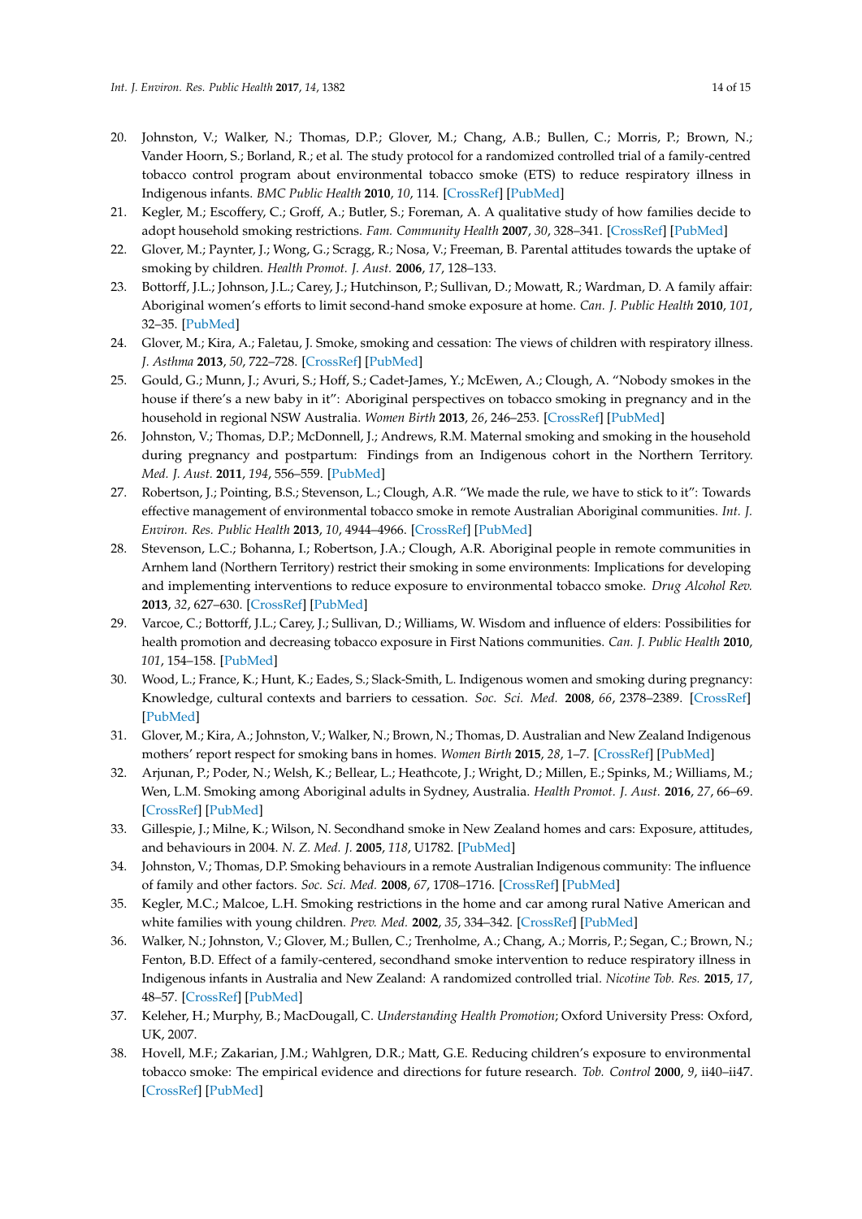20. Johnston, V.; Walker, N.; Thomas, D.P.; Glover, M.; Chang, A.B.; Bullen, C.; Morris, P.; Brown, N.; Vander Hoorn, S.; Borland, R.; et al. The study protocol for a randomized controlled trial of a family-centred tobacco control program about environmental tobacco smoke (ETS) to reduce respiratory illness in Indigenous infants. *BMC Public Health* **2010**, *10*, 114. [CrossRef] [PubMed]
21. Kegler, M.; Escoffery, C.; Groff, A.; Butler, S.; Foreman, A. A qualitative study of how families decide to adopt household smoking restrictions. *Fam. Community Health* **2007**, *30*, 328–341. [CrossRef] [PubMed]
22. Glover, M.; Paynter, J.; Wong, G.; Scragg, R.; Nosa, V.; Freeman, B. Parental attitudes towards the uptake of smoking by children. *Health Promot. J. Aust.* **2006**, *17*, 128–133.
23. Bottorff, J.L.; Johnson, J.L.; Carey, J.; Hutchinson, P.; Sullivan, D.; Mowatt, R.; Wardman, D. A family affair: Aboriginal women's efforts to limit second-hand smoke exposure at home. *Can. J. Public Health* **2010**, *101*, 32–35. [PubMed]
24. Glover, M.; Kira, A.; Faletau, J. Smoke, smoking and cessation: The views of children with respiratory illness. *J. Asthma* **2013**, *50*, 722–728. [CrossRef] [PubMed]
25. Gould, G.; Munn, J.; Avuri, S.; Hoff, S.; Cadet-James, Y.; McEwen, A.; Clough, A. "Nobody smokes in the house if there's a new baby in it": Aboriginal perspectives on tobacco smoking in pregnancy and in the household in regional NSW Australia. *Women Birth* **2013**, *26*, 246–253. [CrossRef] [PubMed]
26. Johnston, V.; Thomas, D.P.; McDonnell, J.; Andrews, R.M. Maternal smoking and smoking in the household during pregnancy and postpartum: Findings from an Indigenous cohort in the Northern Territory. *Med. J. Aust.* **2011**, *194*, 556–559. [PubMed]
27. Robertson, J.; Pointing, B.S.; Stevenson, L.; Clough, A.R. "We made the rule, we have to stick to it": Towards effective management of environmental tobacco smoke in remote Australian Aboriginal communities. *Int. J. Environ. Res. Public Health* **2013**, *10*, 4944–4966. [CrossRef] [PubMed]
28. Stevenson, L.C.; Bohanna, I.; Robertson, J.A.; Clough, A.R. Aboriginal people in remote communities in Arnhem land (Northern Territory) restrict their smoking in some environments: Implications for developing and implementing interventions to reduce exposure to environmental tobacco smoke. *Drug Alcohol Rev.* **2013**, *32*, 627–630. [CrossRef] [PubMed]
29. Varcoe, C.; Bottorff, J.L.; Carey, J.; Sullivan, D.; Williams, W. Wisdom and influence of elders: Possibilities for health promotion and decreasing tobacco exposure in First Nations communities. *Can. J. Public Health* **2010**, *101*, 154–158. [PubMed]
30. Wood, L.; France, K.; Hunt, K.; Eades, S.; Slack-Smith, L. Indigenous women and smoking during pregnancy: Knowledge, cultural contexts and barriers to cessation. *Soc. Sci. Med.* **2008**, *66*, 2378–2389. [CrossRef] [PubMed]
31. Glover, M.; Kira, A.; Johnston, V.; Walker, N.; Brown, N.; Thomas, D. Australian and New Zealand Indigenous mothers' report respect for smoking bans in homes. *Women Birth* **2015**, *28*, 1–7. [CrossRef] [PubMed]
32. Arjunan, P.; Poder, N.; Welsh, K.; Bellear, L.; Heathcote, J.; Wright, D.; Millen, E.; Spinks, M.; Williams, M.; Wen, L.M. Smoking among Aboriginal adults in Sydney, Australia. *Health Promot. J. Aust.* **2016**, *27*, 66–69. [CrossRef] [PubMed]
33. Gillespie, J.; Milne, K.; Wilson, N. Secondhand smoke in New Zealand homes and cars: Exposure, attitudes, and behaviours in 2004. *N. Z. Med. J.* **2005**, *118*, U1782. [PubMed]
34. Johnston, V.; Thomas, D.P. Smoking behaviours in a remote Australian Indigenous community: The influence of family and other factors. *Soc. Sci. Med.* **2008**, *67*, 1708–1716. [CrossRef] [PubMed]
35. Kegler, M.C.; Malcoe, L.H. Smoking restrictions in the home and car among rural Native American and white families with young children. *Prev. Med.* **2002**, *35*, 334–342. [CrossRef] [PubMed]
36. Walker, N.; Johnston, V.; Glover, M.; Bullen, C.; Trenholme, A.; Chang, A.; Morris, P.; Segan, C.; Brown, N.; Fenton, B.D. Effect of a family-centered, secondhand smoke intervention to reduce respiratory illness in Indigenous infants in Australia and New Zealand: A randomized controlled trial. *Nicotine Tob. Res.* **2015**, *17*, 48–57. [CrossRef] [PubMed]
37. Keleher, H.; Murphy, B.; MacDougall, C. *Understanding Health Promotion*; Oxford University Press: Oxford, UK, 2007.
38. Hovell, M.F.; Zakarian, J.M.; Wahlgren, D.R.; Matt, G.E. Reducing children's exposure to environmental tobacco smoke: The empirical evidence and directions for future research. *Tob. Control* **2000**, *9*, ii40–ii47. [CrossRef] [PubMed]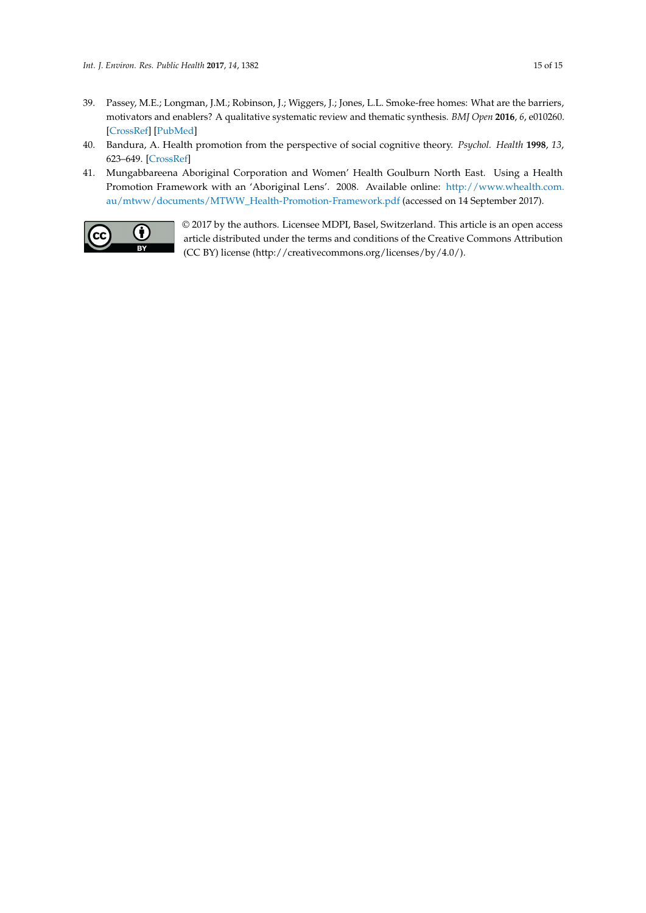39. Passey, M.E.; Longman, J.M.; Robinson, J.; Wiggers, J.; Jones, L.L. Smoke-free homes: What are the barriers, motivators and enablers? A qualitative systematic review and thematic synthesis. *BMJ Open* **2016**, *6*, e010260. [CrossRef] [PubMed]
40. Bandura, A. Health promotion from the perspective of social cognitive theory. *Psychol. Health* **1998**, *13*, 623–649. [CrossRef]
41. Mungabbareena Aboriginal Corporation and Women' Health Goulburn North East. Using a Health Promotion Framework with an 'Aboriginal Lens'. 2008. Available online: http://www.whealth.com.au/mtww/documents/MTWW_Health-Promotion-Framework.pdf (accessed on 14 September 2017).

© 2017 by the authors. Licensee MDPI, Basel, Switzerland. This article is an open access article distributed under the terms and conditions of the Creative Commons Attribution (CC BY) license (http://creativecommons.org/licenses/by/4.0/).